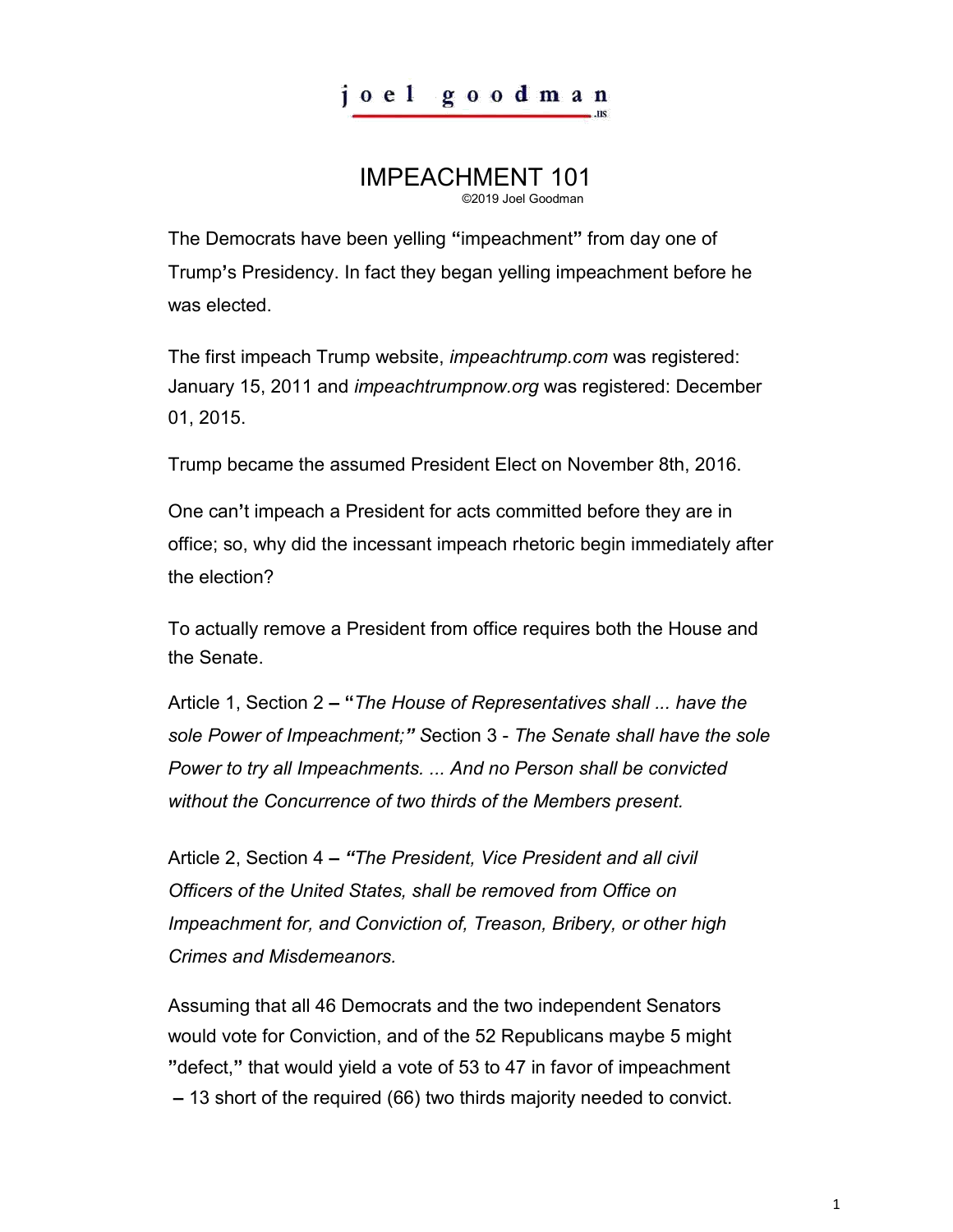joel goodman.us

# IMPEACHMENT 101

©2019 Joel Goodman

The Democrats have been yelling "impeachment" from day one of Trump's Presidency. In fact they began yelling impeachment before he was elected.

The first impeach Trump website, *impeachtrump.com* was registered: January 15, 2011 and *impeachtrumpnow.org* was registered: December 01, 2015.

Trump became the assumed President Elect on November 8th, 2016.

One can't impeach a President for acts committed before they are in office; so, why did the incessant impeach rhetoric begin immediately after the election?

To actually remove a President from office requires both the House and the Senate.

Article 1, Section 2 – "*The House of Representatives shall ... have the sole Power of Impeachment;*" Section 3 - *The Senate shall have the sole Power to try all Impeachments. ... And no Person shall be convicted without the Concurrence of two thirds of the Members present.*

Article 2, Section 4 – *"The President, Vice President and all civil Officers of the United States, shall be removed from Office on Impeachment for, and Conviction of, Treason, Bribery, or other high Crimes and Misdemeanors.*

Assuming that all 46 Democrats and the two independent Senators would vote for Conviction, and of the 52 Republicans maybe 5 might "defect," that would yield a vote of 53 to 47 in favor of impeachment – 13 short of the required (66) two thirds majority needed to convict.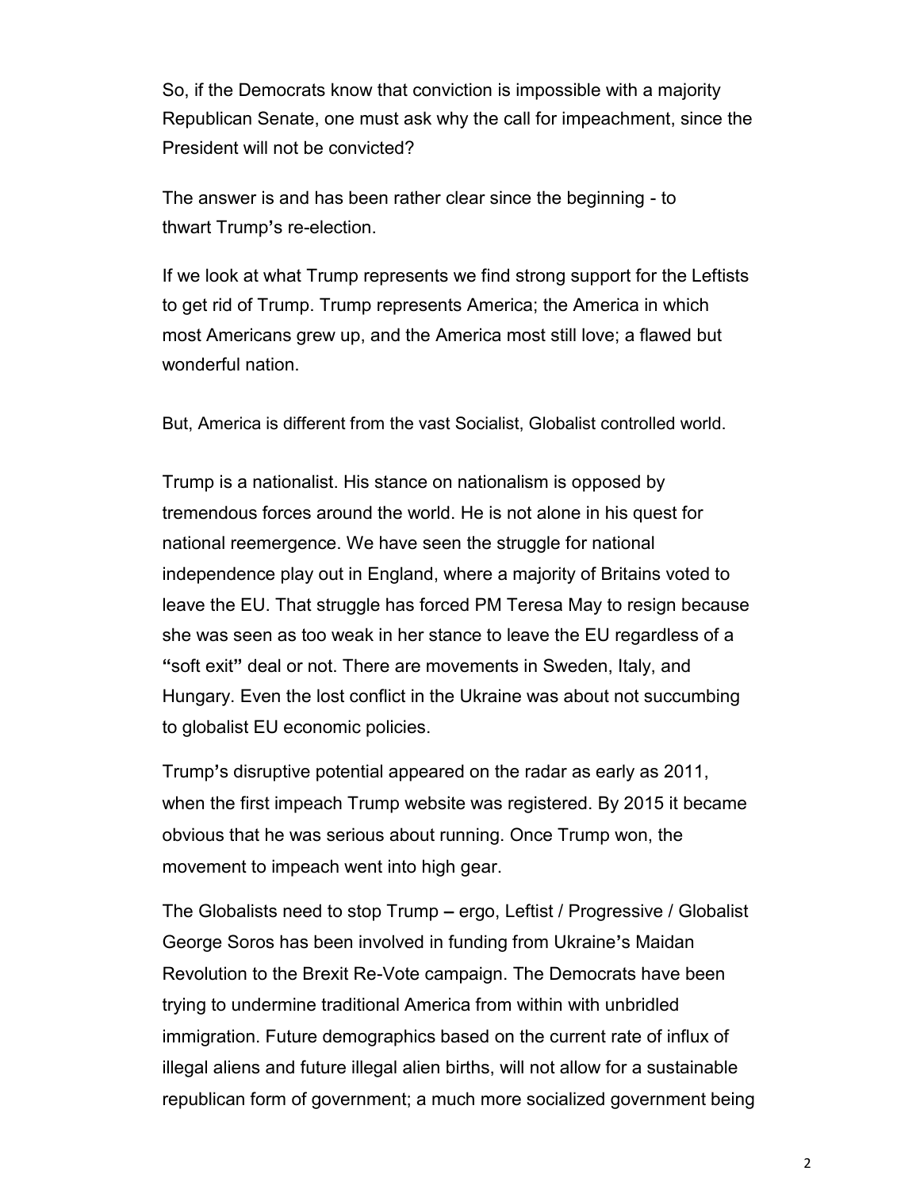So, if the Democrats know that conviction is impossible with a majority Republican Senate, one must ask why the call for impeachment, since the President will not be convicted?

The answer is and has been rather clear since the beginning - to thwart Trump's re-election.

If we look at what Trump represents we find strong support for the Leftists to get rid of Trump. Trump represents America; the America in which most Americans grew up, and the America most still love; a flawed but wonderful nation.

But, America is different from the vast Socialist, Globalist controlled world.

Trump is a nationalist. His stance on nationalism is opposed by tremendous forces around the world. He is not alone in his quest for national reemergence. We have seen the struggle for national independence play out in England, where a majority of Britains voted to leave the EU. That struggle has forced PM Teresa May to resign because she was seen as too weak in her stance to leave the EU regardless of a "soft exit" deal or not. There are movements in Sweden, Italy, and Hungary. Even the lost conflict in the Ukraine was about not succumbing to globalist EU economic policies.

Trump's disruptive potential appeared on the radar as early as 2011, when the first impeach Trump website was registered. By 2015 it became obvious that he was serious about running. Once Trump won, the movement to impeach went into high gear.

The Globalists need to stop Trump – ergo, Leftist / Progressive / Globalist George Soros has been involved in funding from Ukraine's Maidan Revolution to the Brexit Re-Vote campaign. The Democrats have been trying to undermine traditional America from within with unbridled immigration. Future demographics based on the current rate of influx of illegal aliens and future illegal alien births, will not allow for a sustainable republican form of government; a much more socialized government being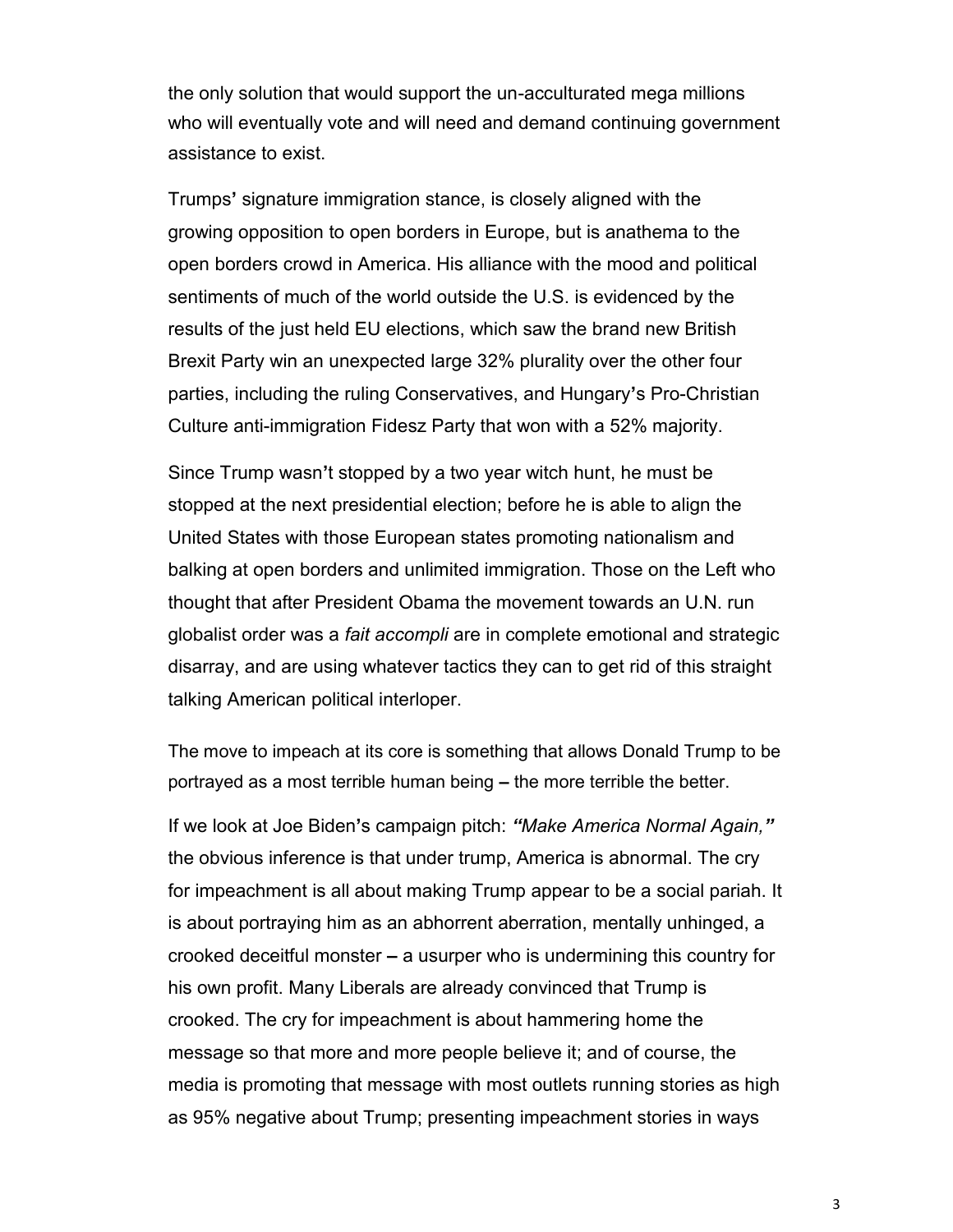the only solution that would support the un-acculturated mega millions who will eventually vote and will need and demand continuing government assistance to exist.

Trumps' signature immigration stance, is closely aligned with the growing opposition to open borders in Europe, but is anathema to the open borders crowd in America. His alliance with the mood and political sentiments of much of the world outside the U.S. is evidenced by the results of the just held EU elections, which saw the brand new British Brexit Party win an unexpected large 32% plurality over the other four parties, including the ruling Conservatives, and Hungary's Pro-Christian Culture anti-immigration Fidesz Party that won with a 52% majority.

Since Trump wasn't stopped by a two year witch hunt, he must be stopped at the next presidential election; before he is able to align the United States with those European states promoting nationalism and balking at open borders and unlimited immigration. Those on the Left who thought that after President Obama the movement towards an U.N. run globalist order was a *fait accompli* are in complete emotional and strategic disarray, and are using whatever tactics they can to get rid of this straight talking American political interloper.

The move to impeach at its core is something that allows Donald Trump to be portrayed as a most terrible human being – the more terrible the better.

If we look at Joe Biden's campaign pitch: ***"Make America Normal Again,"*** the obvious inference is that under trump, America is abnormal. The cry for impeachment is all about making Trump appear to be a social pariah. It is about portraying him as an abhorrent aberration, mentally unhinged, a crooked deceitful monster – a usurper who is undermining this country for his own profit. Many Liberals are already convinced that Trump is crooked. The cry for impeachment is about hammering home the message so that more and more people believe it; and of course, the media is promoting that message with most outlets running stories as high as 95% negative about Trump; presenting impeachment stories in ways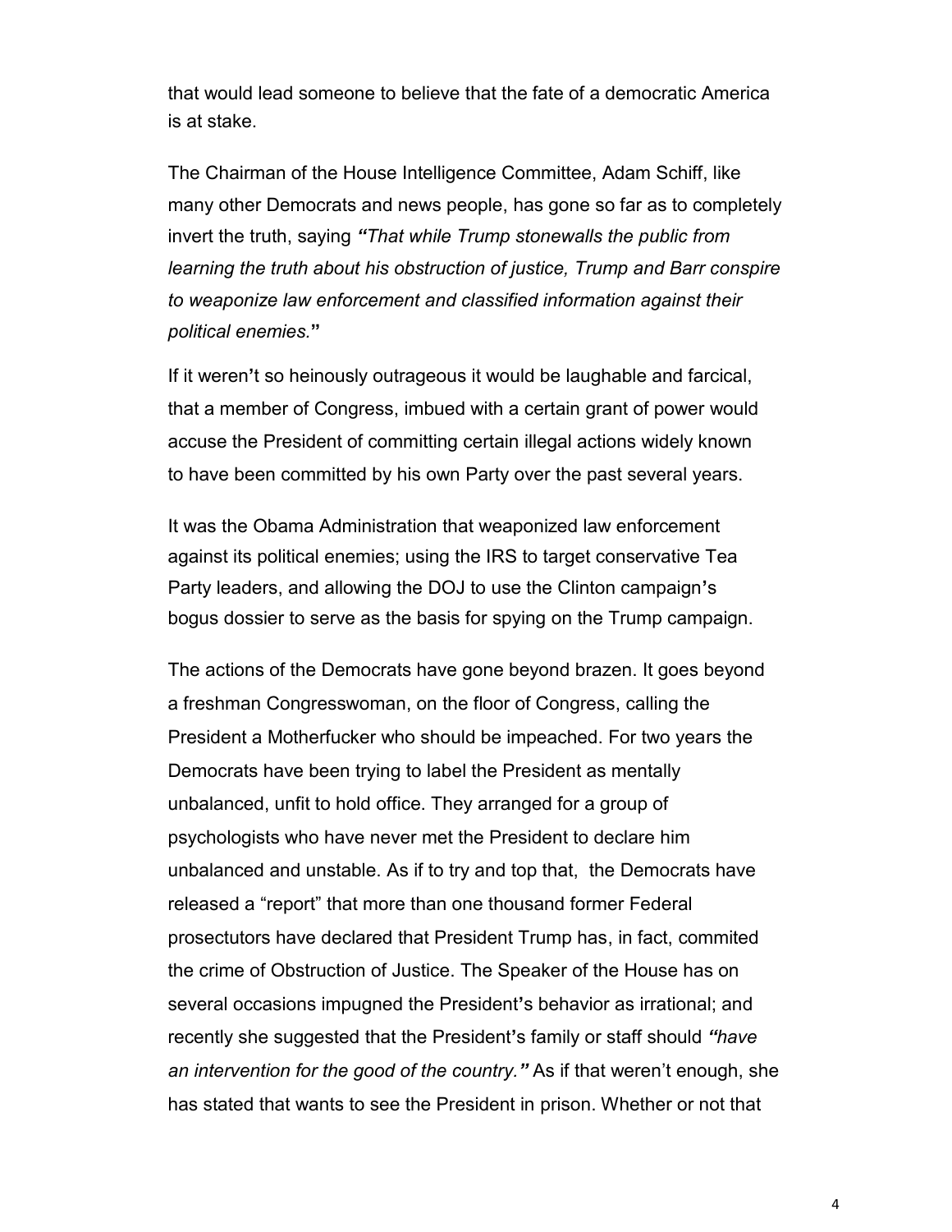that would lead someone to believe that the fate of a democratic America is at stake.

The Chairman of the House Intelligence Committee, Adam Schiff, like many other Democrats and news people, has gone so far as to completely invert the truth, saying ***"****That while Trump stonewalls the public from learning the truth about his obstruction of justice, Trump and Barr conspire to weaponize law enforcement and classified information against their political enemies.***"**

If it weren**'**t so heinously outrageous it would be laughable and farcical, that a member of Congress, imbued with a certain grant of power would accuse the President of committing certain illegal actions widely known to have been committed by his own Party over the past several years.

It was the Obama Administration that weaponized law enforcement against its political enemies; using the IRS to target conservative Tea Party leaders, and allowing the DOJ to use the Clinton campaign**'**s bogus dossier to serve as the basis for spying on the Trump campaign.

The actions of the Democrats have gone beyond brazen. It goes beyond a freshman Congresswoman, on the floor of Congress, calling the President a Motherfucker who should be impeached. For two years the Democrats have been trying to label the President as mentally unbalanced, unfit to hold office. They arranged for a group of psychologists who have never met the President to declare him unbalanced and unstable. As if to try and top that, the Democrats have released a "report" that more than one thousand former Federal prosecutors have declared that President Trump has, in fact, commited the crime of Obstruction of Justice. The Speaker of the House has on several occasions impugned the President**'**s behavior as irrational; and recently she suggested that the President**'**s family or staff should *"have an intervention for the good of the country."* As if that weren't enough, she has stated that wants to see the President in prison. Whether or not that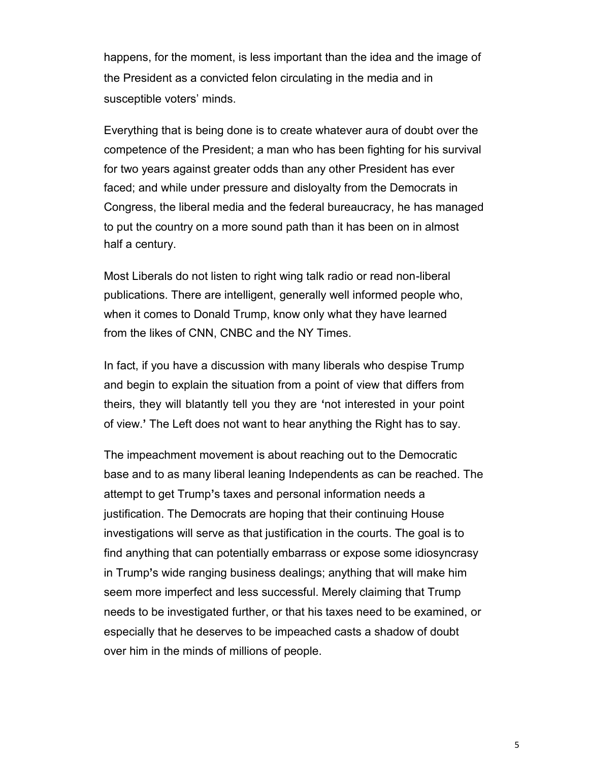happens, for the moment, is less important than the idea and the image of the President as a convicted felon circulating in the media and in susceptible voters' minds.

Everything that is being done is to create whatever aura of doubt over the competence of the President; a man who has been fighting for his survival for two years against greater odds than any other President has ever faced; and while under pressure and disloyalty from the Democrats in Congress, the liberal media and the federal bureaucracy, he has managed to put the country on a more sound path than it has been on in almost half a century.

Most Liberals do not listen to right wing talk radio or read non-liberal publications. There are intelligent, generally well informed people who, when it comes to Donald Trump, know only what they have learned from the likes of CNN, CNBC and the NY Times.

In fact, if you have a discussion with many liberals who despise Trump and begin to explain the situation from a point of view that differs from theirs, they will blatantly tell you they are **'**not interested in your point of view.**'** The Left does not want to hear anything the Right has to say.

The impeachment movement is about reaching out to the Democratic base and to as many liberal leaning Independents as can be reached. The attempt to get Trump**'**s taxes and personal information needs a justification. The Democrats are hoping that their continuing House investigations will serve as that justification in the courts. The goal is to find anything that can potentially embarrass or expose some idiosyncrasy in Trump**'**s wide ranging business dealings; anything that will make him seem more imperfect and less successful. Merely claiming that Trump needs to be investigated further, or that his taxes need to be examined, or especially that he deserves to be impeached casts a shadow of doubt over him in the minds of millions of people.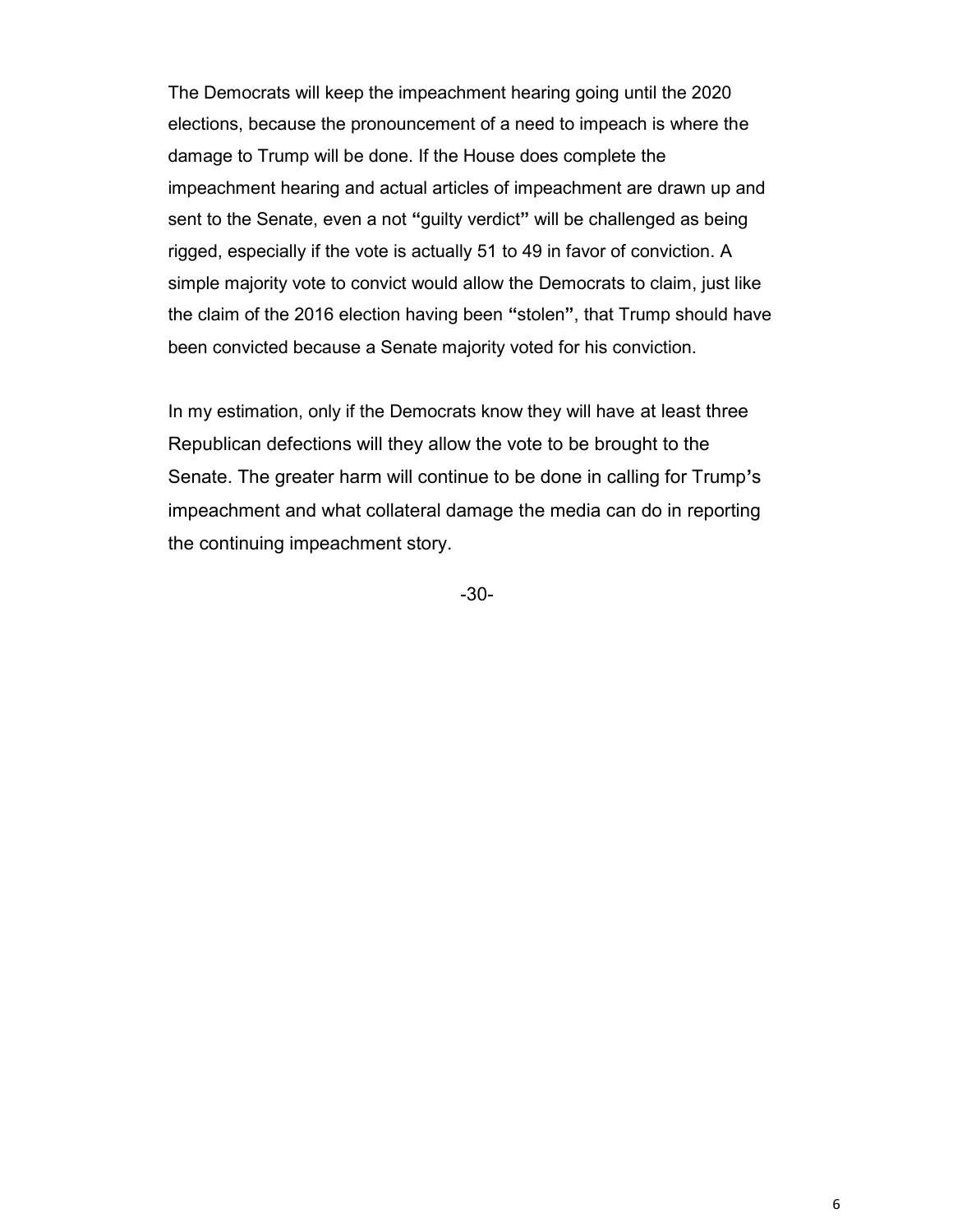The Democrats will keep the impeachment hearing going until the 2020 elections, because the pronouncement of a need to impeach is where the damage to Trump will be done. If the House does complete the impeachment hearing and actual articles of impeachment are drawn up and sent to the Senate, even a not "guilty verdict" will be challenged as being rigged, especially if the vote is actually 51 to 49 in favor of conviction. A simple majority vote to convict would allow the Democrats to claim, just like the claim of the 2016 election having been "stolen", that Trump should have been convicted because a Senate majority voted for his conviction.

In my estimation, only if the Democrats know they will have at least three Republican defections will they allow the vote to be brought to the Senate. The greater harm will continue to be done in calling for Trump's impeachment and what collateral damage the media can do in reporting the continuing impeachment story.

-30-